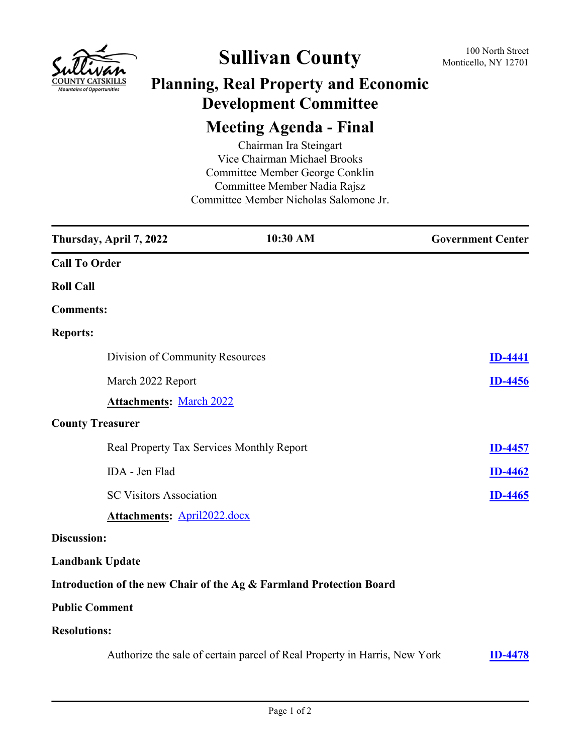# Sullivan County

100 North Street
Monticello, NY 12701

## Planning, Real Property and Economic Development Committee

## Meeting Agenda - Final

Chairman Ira Steingart
Vice Chairman Michael Brooks
Committee Member George Conklin
Committee Member Nadia Rajsz
Committee Member Nicholas Salomone Jr.

| Thursday, April 7, 2022 | 10:30 AM | Government Center |
|---|---|---|

**Call To Order**

**Roll Call**

**Comments:**

**Reports:**

Division of Community Resources — **ID-4441**

March 2022 Report — **ID-4456**

**Attachments:** March 2022

**County Treasurer**

Real Property Tax Services Monthly Report — **ID-4457**

IDA - Jen Flad — **ID-4462**

SC Visitors Association — **ID-4465**

**Attachments:** April2022.docx

**Discussion:**

**Landbank Update**

**Introduction of the new Chair of the Ag & Farmland Protection Board**

**Public Comment**

**Resolutions:**

Authorize the sale of certain parcel of Real Property in Harris, New York — **ID-4478**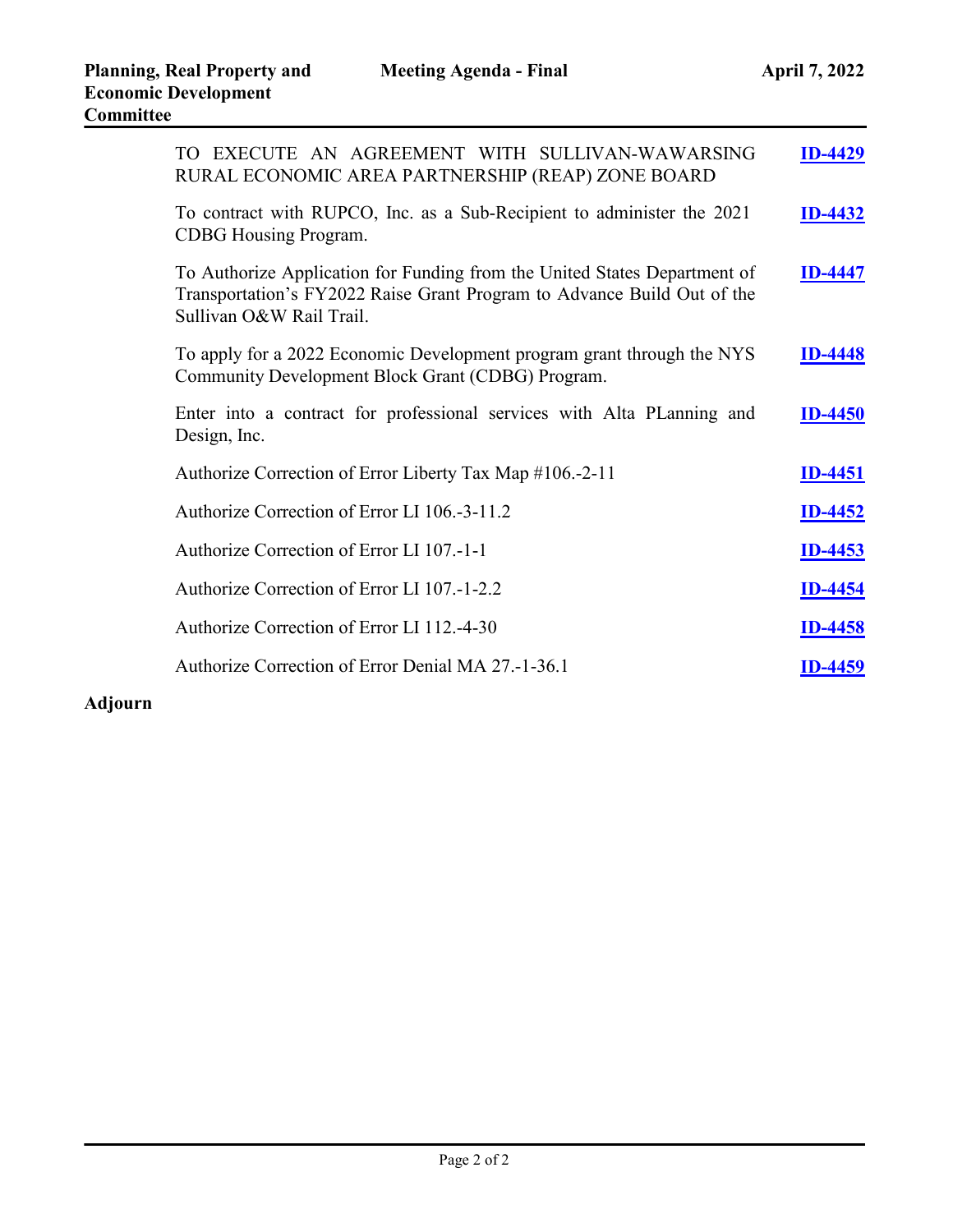| | |
|---|---|
| TO EXECUTE AN AGREEMENT WITH SULLIVAN-WAWARSING RURAL ECONOMIC AREA PARTNERSHIP (REAP) ZONE BOARD | **ID-4429** |
| To contract with RUPCO, Inc. as a Sub-Recipient to administer the 2021 CDBG Housing Program. | **ID-4432** |
| To Authorize Application for Funding from the United States Department of Transportation's FY2022 Raise Grant Program to Advance Build Out of the Sullivan O&W Rail Trail. | **ID-4447** |
| To apply for a 2022 Economic Development program grant through the NYS Community Development Block Grant (CDBG) Program. | **ID-4448** |
| Enter into a contract for professional services with Alta PLanning and Design, Inc. | **ID-4450** |
| Authorize Correction of Error Liberty Tax Map #106.-2-11 | **ID-4451** |
| Authorize Correction of Error LI 106.-3-11.2 | **ID-4452** |
| Authorize Correction of Error LI 107.-1-1 | **ID-4453** |
| Authorize Correction of Error LI 107.-1-2.2 | **ID-4454** |
| Authorize Correction of Error LI 112.-4-30 | **ID-4458** |
| Authorize Correction of Error Denial MA 27.-1-36.1 | **ID-4459** |

**Adjourn**